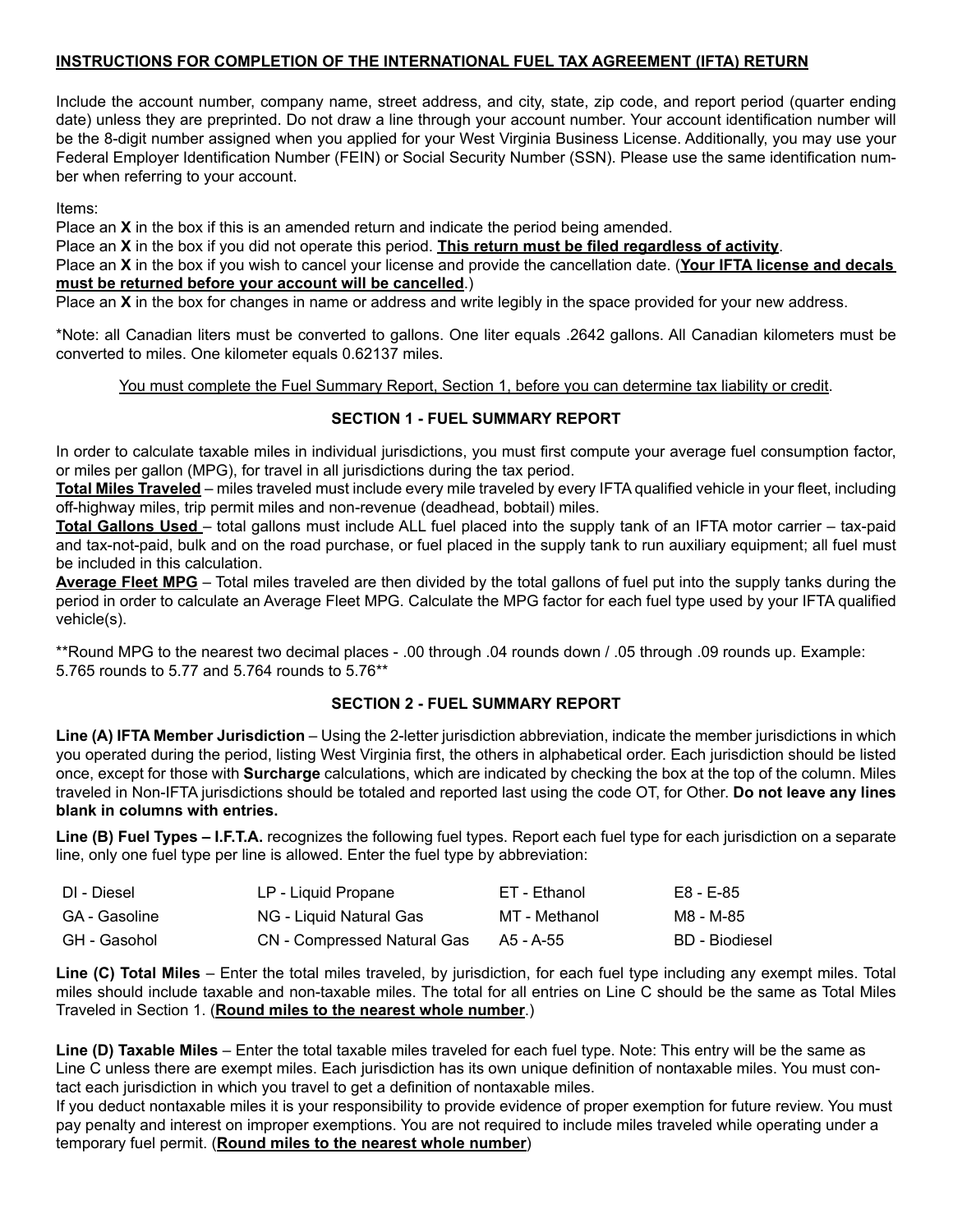## INSTRUCTIONS FOR COMPLETION OF THE INTERNATIONAL FUEL TAX AGREEMENT (IFTA) RETURN

Include the account number, company name, street address, and city, state, zip code, and report period (quarter ending date) unless they are preprinted. Do not draw a line through your account number. Your account identification number will be the 8-digit number assigned when you applied for your West Virginia Business License. Additionally, you may use your Federal Employer Identification Number (FEIN) or Social Security Number (SSN). Please use the same identification number when referring to your account.

Items:

Place an **X** in the box if this is an amended return and indicate the period being amended.

Place an **X** in the box if you did not operate this period. **This return must be filed regardless of activity**.

Place an **X** in the box if you wish to cancel your license and provide the cancellation date. (**Your IFTA license and decals must be returned before your account will be cancelled**.)

Place an **X** in the box for changes in name or address and write legibly in the space provided for your new address.

*Note: all Canadian liters must be converted to gallons. One liter equals .2642 gallons. All Canadian kilometers must be converted to miles. One kilometer equals 0.62137 miles.

You must complete the Fuel Summary Report, Section 1, before you can determine tax liability or credit.

### SECTION 1 - FUEL SUMMARY REPORT

In order to calculate taxable miles in individual jurisdictions, you must first compute your average fuel consumption factor, or miles per gallon (MPG), for travel in all jurisdictions during the tax period.

**Total Miles Traveled** – miles traveled must include every mile traveled by every IFTA qualified vehicle in your fleet, including off-highway miles, trip permit miles and non-revenue (deadhead, bobtail) miles.

**Total Gallons Used** – total gallons must include ALL fuel placed into the supply tank of an IFTA motor carrier – tax-paid and tax-not-paid, bulk and on the road purchase, or fuel placed in the supply tank to run auxiliary equipment; all fuel must be included in this calculation.

**Average Fleet MPG** – Total miles traveled are then divided by the total gallons of fuel put into the supply tanks during the period in order to calculate an Average Fleet MPG. Calculate the MPG factor for each fuel type used by your IFTA qualified vehicle(s).

**Round MPG to the nearest two decimal places - .00 through .04 rounds down / .05 through .09 rounds up. Example: 5.765 rounds to 5.77 and 5.764 rounds to 5.76**

### SECTION 2 - FUEL SUMMARY REPORT

**Line (A) IFTA Member Jurisdiction** – Using the 2-letter jurisdiction abbreviation, indicate the member jurisdictions in which you operated during the period, listing West Virginia first, the others in alphabetical order. Each jurisdiction should be listed once, except for those with **Surcharge** calculations, which are indicated by checking the box at the top of the column. Miles traveled in Non-IFTA jurisdictions should be totaled and reported last using the code OT, for Other. **Do not leave any lines blank in columns with entries.**

**Line (B) Fuel Types – I.F.T.A.** recognizes the following fuel types. Report each fuel type for each jurisdiction on a separate line, only one fuel type per line is allowed. Enter the fuel type by abbreviation:

| | | | |
|---|---|---|---|
| DI - Diesel | LP - Liquid Propane | ET - Ethanol | E8 - E-85 |
| GA - Gasoline | NG - Liquid Natural Gas | MT - Methanol | M8 - M-85 |
| GH - Gasohol | CN - Compressed Natural Gas | A5 - A-55 | BD - Biodiesel |

**Line (C) Total Miles** – Enter the total miles traveled, by jurisdiction, for each fuel type including any exempt miles. Total miles should include taxable and non-taxable miles. The total for all entries on Line C should be the same as Total Miles Traveled in Section 1. (**Round miles to the nearest whole number**.)

**Line (D) Taxable Miles** – Enter the total taxable miles traveled for each fuel type. Note: This entry will be the same as Line C unless there are exempt miles. Each jurisdiction has its own unique definition of nontaxable miles. You must contact each jurisdiction in which you travel to get a definition of nontaxable miles.

If you deduct nontaxable miles it is your responsibility to provide evidence of proper exemption for future review. You must pay penalty and interest on improper exemptions. You are not required to include miles traveled while operating under a temporary fuel permit. (**Round miles to the nearest whole number**)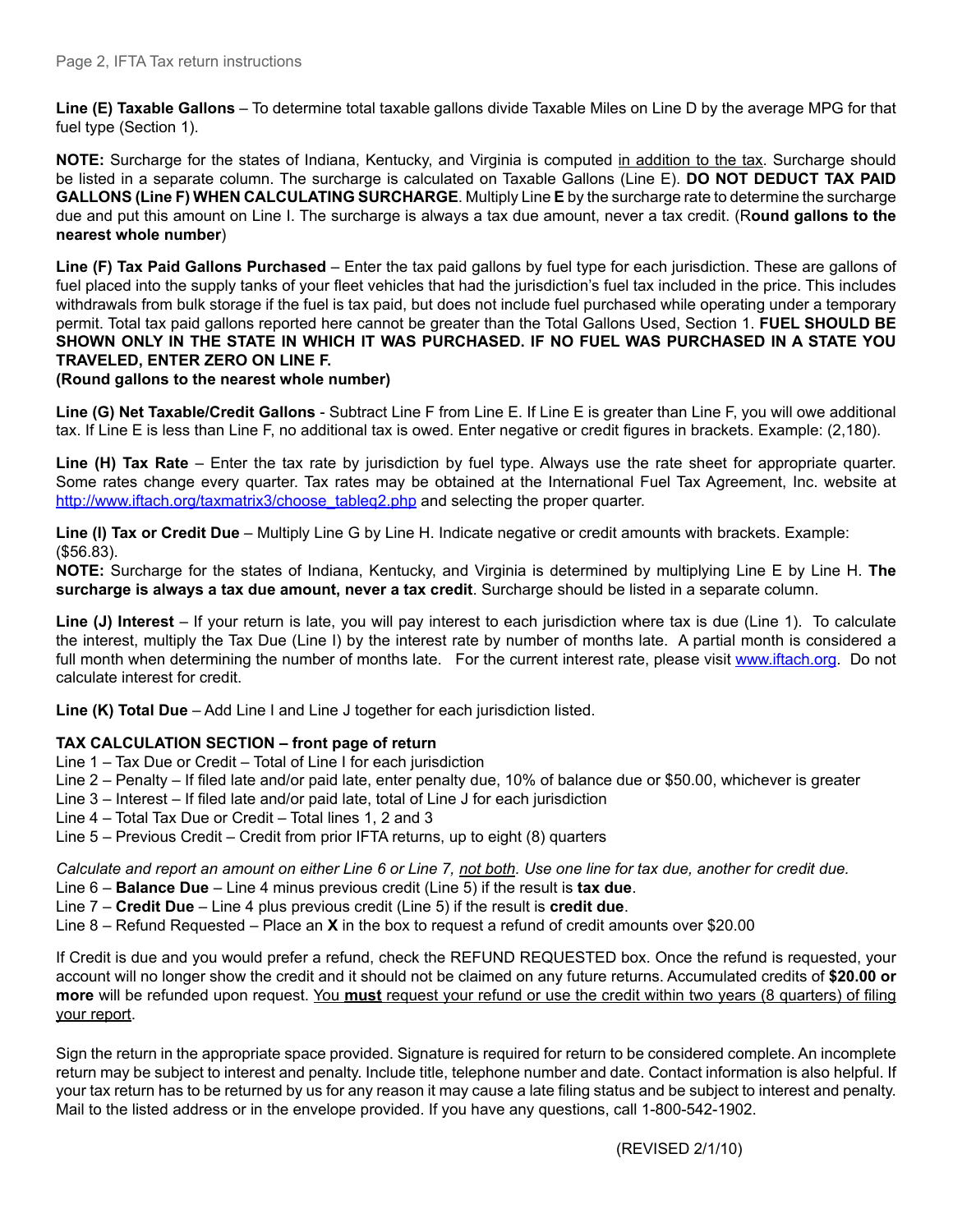**Line (E) Taxable Gallons** – To determine total taxable gallons divide Taxable Miles on Line D by the average MPG for that fuel type (Section 1).

**NOTE:** Surcharge for the states of Indiana, Kentucky, and Virginia is computed in addition to the tax. Surcharge should be listed in a separate column. The surcharge is calculated on Taxable Gallons (Line E). **DO NOT DEDUCT TAX PAID GALLONS (Line F) WHEN CALCULATING SURCHARGE**. Multiply Line **E** by the surcharge rate to determine the surcharge due and put this amount on Line I. The surcharge is always a tax due amount, never a tax credit. (R**ound gallons to the nearest whole number**)

**Line (F) Tax Paid Gallons Purchased** – Enter the tax paid gallons by fuel type for each jurisdiction. These are gallons of fuel placed into the supply tanks of your fleet vehicles that had the jurisdiction's fuel tax included in the price. This includes withdrawals from bulk storage if the fuel is tax paid, but does not include fuel purchased while operating under a temporary permit. Total tax paid gallons reported here cannot be greater than the Total Gallons Used, Section 1. **FUEL SHOULD BE SHOWN ONLY IN THE STATE IN WHICH IT WAS PURCHASED. IF NO FUEL WAS PURCHASED IN A STATE YOU TRAVELED, ENTER ZERO ON LINE F.**
**(Round gallons to the nearest whole number)**

**Line (G) Net Taxable/Credit Gallons** - Subtract Line F from Line E. If Line E is greater than Line F, you will owe additional tax. If Line E is less than Line F, no additional tax is owed. Enter negative or credit figures in brackets. Example: (2,180).

**Line (H) Tax Rate** – Enter the tax rate by jurisdiction by fuel type. Always use the rate sheet for appropriate quarter. Some rates change every quarter. Tax rates may be obtained at the International Fuel Tax Agreement, Inc. website at http://www.iftach.org/taxmatrix3/choose_tableq2.php and selecting the proper quarter.

**Line (I) Tax or Credit Due** – Multiply Line G by Line H. Indicate negative or credit amounts with brackets. Example: ($56.83).
**NOTE:** Surcharge for the states of Indiana, Kentucky, and Virginia is determined by multiplying Line E by Line H. **The surcharge is always a tax due amount, never a tax credit**. Surcharge should be listed in a separate column.

**Line (J) Interest** – If your return is late, you will pay interest to each jurisdiction where tax is due (Line 1). To calculate the interest, multiply the Tax Due (Line I) by the interest rate by number of months late. A partial month is considered a full month when determining the number of months late. For the current interest rate, please visit www.iftach.org. Do not calculate interest for credit.

**Line (K) Total Due** – Add Line I and Line J together for each jurisdiction listed.

**TAX CALCULATION SECTION – front page of return**

Line 1 – Tax Due or Credit – Total of Line I for each jurisdiction
Line 2 – Penalty – If filed late and/or paid late, enter penalty due, 10% of balance due or $50.00, whichever is greater
Line 3 – Interest – If filed late and/or paid late, total of Line J for each jurisdiction
Line 4 – Total Tax Due or Credit – Total lines 1, 2 and 3
Line 5 – Previous Credit – Credit from prior IFTA returns, up to eight (8) quarters

*Calculate and report an amount on either Line 6 or Line 7, not both. Use one line for tax due, another for credit due.*
Line 6 – **Balance Due** – Line 4 minus previous credit (Line 5) if the result is **tax due**.
Line 7 – **Credit Due** – Line 4 plus previous credit (Line 5) if the result is **credit due**.
Line 8 – Refund Requested – Place an **X** in the box to request a refund of credit amounts over $20.00

If Credit is due and you would prefer a refund, check the REFUND REQUESTED box. Once the refund is requested, your account will no longer show the credit and it should not be claimed on any future returns. Accumulated credits of **$20.00 or more** will be refunded upon request. You **must** request your refund or use the credit within two years (8 quarters) of filing your report.

Sign the return in the appropriate space provided. Signature is required for return to be considered complete. An incomplete return may be subject to interest and penalty. Include title, telephone number and date. Contact information is also helpful. If your tax return has to be returned by us for any reason it may cause a late filing status and be subject to interest and penalty. Mail to the listed address or in the envelope provided. If you have any questions, call 1-800-542-1902.

(REVISED 2/1/10)